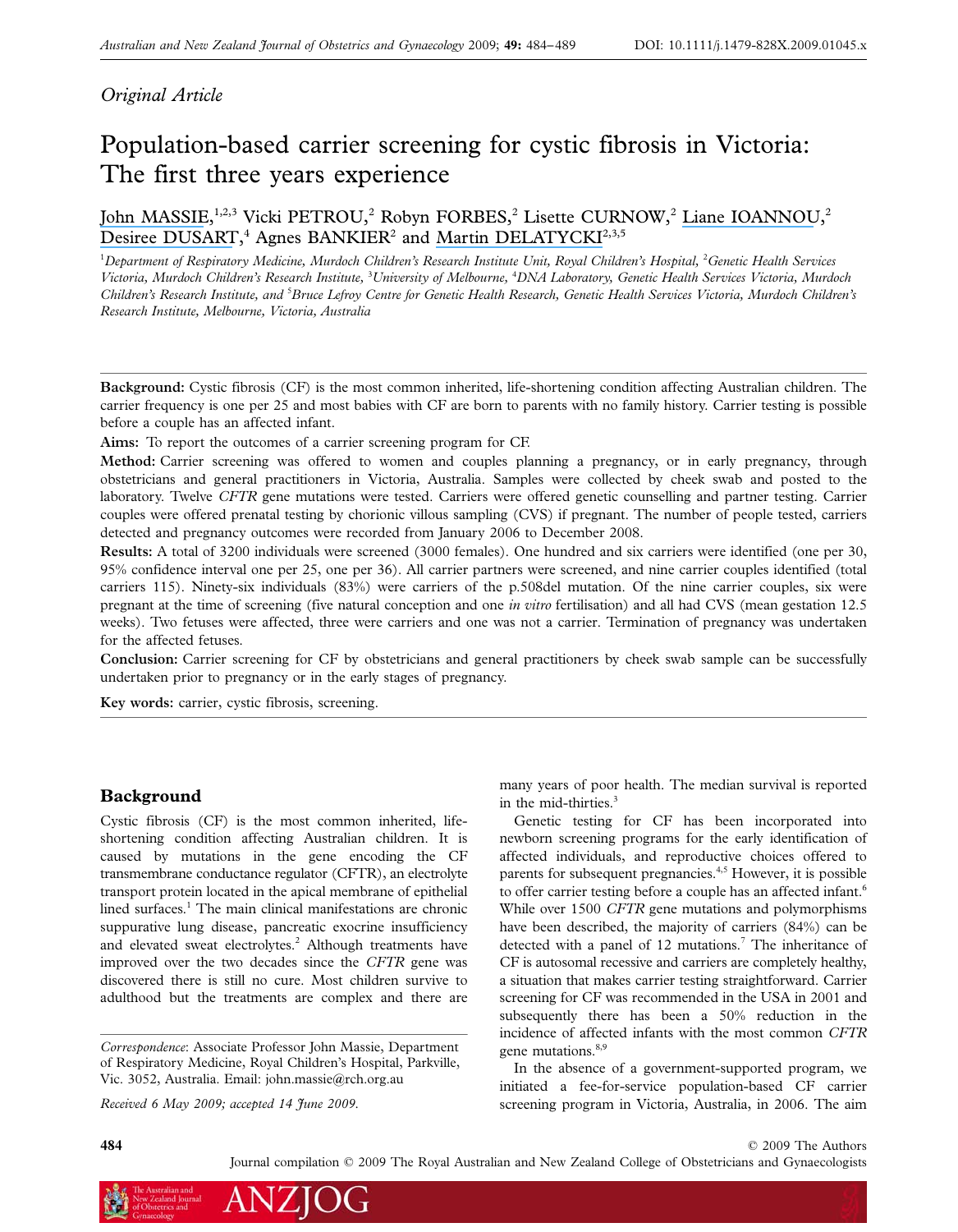*Original Article*

# Population-based carrier screening for cystic fibrosis in Victoria: The first three years experience

John MASSIE,[1,2,3] Vicki PETROU,[2] Robyn FORBES,[2] Lisette CURNOW,[2] Liane IOANNOU,[2] Desiree DUSART,[4] Agnes BANKIER[2] and Martin DELATYCKI[2,3,5]

[1]Department of Respiratory Medicine, Murdoch Children's Research Institute Unit, Royal Children's Hospital, [2]Genetic Health Services Victoria, Murdoch Children's Research Institute, [3]University of Melbourne, [4]DNA Laboratory, Genetic Health Services Victoria, Murdoch Children's Research Institute, and [5]Bruce Lefroy Centre for Genetic Health Research, Genetic Health Services Victoria, Murdoch Children's Research Institute, Melbourne, Victoria, Australia

**Background:** Cystic fibrosis (CF) is the most common inherited, life-shortening condition affecting Australian children. The carrier frequency is one per 25 and most babies with CF are born to parents with no family history. Carrier testing is possible before a couple has an affected infant.

**Aims:** To report the outcomes of a carrier screening program for CF.

**Method:** Carrier screening was offered to women and couples planning a pregnancy, or in early pregnancy, through obstetricians and general practitioners in Victoria, Australia. Samples were collected by cheek swab and posted to the laboratory. Twelve *CFTR* gene mutations were tested. Carriers were offered genetic counselling and partner testing. Carrier couples were offered prenatal testing by chorionic villous sampling (CVS) if pregnant. The number of people tested, carriers detected and pregnancy outcomes were recorded from January 2006 to December 2008.

**Results:** A total of 3200 individuals were screened (3000 females). One hundred and six carriers were identified (one per 30, 95% confidence interval one per 25, one per 36). All carrier partners were screened, and nine carrier couples identified (total carriers 115). Ninety-six individuals (83%) were carriers of the p.508del mutation. Of the nine carrier couples, six were pregnant at the time of screening (five natural conception and one *in vitro* fertilisation) and all had CVS (mean gestation 12.5 weeks). Two fetuses were affected, three were carriers and one was not a carrier. Termination of pregnancy was undertaken for the affected fetuses.

**Conclusion:** Carrier screening for CF by obstetricians and general practitioners by cheek swab sample can be successfully undertaken prior to pregnancy or in the early stages of pregnancy.

**Key words:** carrier, cystic fibrosis, screening.

## Background

Cystic fibrosis (CF) is the most common inherited, life-shortening condition affecting Australian children. It is caused by mutations in the gene encoding the CF transmembrane conductance regulator (CFTR), an electrolyte transport protein located in the apical membrane of epithelial lined surfaces.[1] The main clinical manifestations are chronic suppurative lung disease, pancreatic exocrine insufficiency and elevated sweat electrolytes.[2] Although treatments have improved over the two decades since the *CFTR* gene was discovered there is still no cure. Most children survive to adulthood but the treatments are complex and there are many years of poor health. The median survival is reported in the mid-thirties.[3]

Genetic testing for CF has been incorporated into newborn screening programs for the early identification of affected individuals, and reproductive choices offered to parents for subsequent pregnancies.[4,5] However, it is possible to offer carrier testing before a couple has an affected infant.[6] While over 1500 *CFTR* gene mutations and polymorphisms have been described, the majority of carriers (84%) can be detected with a panel of 12 mutations.[7] The inheritance of CF is autosomal recessive and carriers are completely healthy, a situation that makes carrier testing straightforward. Carrier screening for CF was recommended in the USA in 2001 and subsequently there has been a 50% reduction in the incidence of affected infants with the most common *CFTR* gene mutations.[8,9]

In the absence of a government-supported program, we initiated a fee-for-service population-based CF carrier screening program in Victoria, Australia, in 2006. The aim

*Correspondence*: Associate Professor John Massie, Department of Respiratory Medicine, Royal Children's Hospital, Parkville, Vic. 3052, Australia. Email: john.massie@rch.org.au

*Received 6 May 2009; accepted 14 June 2009.*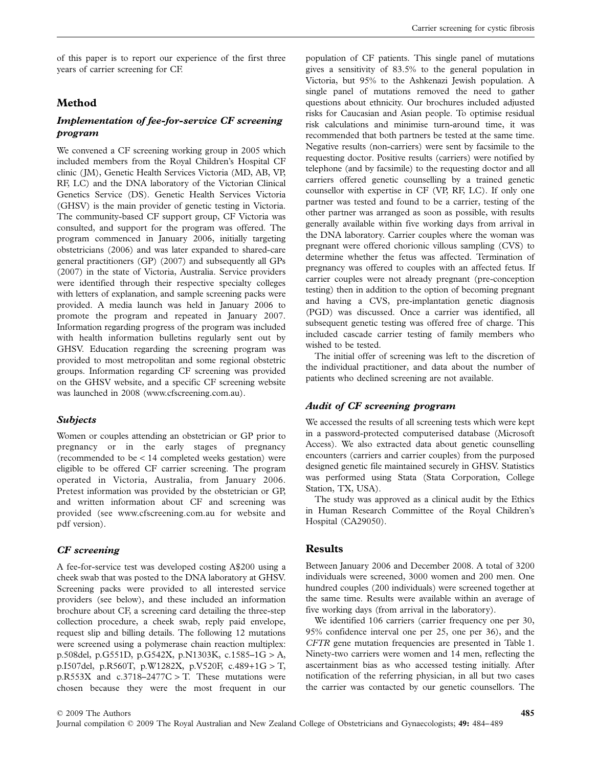of this paper is to report our experience of the first three years of carrier screening for CF.

## Method

### *Implementation of fee-for-service CF screening program*

We convened a CF screening working group in 2005 which included members from the Royal Children's Hospital CF clinic (JM), Genetic Health Services Victoria (MD, AB, VP, RF, LC) and the DNA laboratory of the Victorian Clinical Genetics Service (DS). Genetic Health Services Victoria (GHSV) is the main provider of genetic testing in Victoria. The community-based CF support group, CF Victoria was consulted, and support for the program was offered. The program commenced in January 2006, initially targeting obstetricians (2006) and was later expanded to shared-care general practitioners (GP) (2007) and subsequently all GPs (2007) in the state of Victoria, Australia. Service providers were identified through their respective specialty colleges with letters of explanation, and sample screening packs were provided. A media launch was held in January 2006 to promote the program and repeated in January 2007. Information regarding progress of the program was included with health information bulletins regularly sent out by GHSV. Education regarding the screening program was provided to most metropolitan and some regional obstetric groups. Information regarding CF screening was provided on the GHSV website, and a specific CF screening website was launched in 2008 (www.cfscreening.com.au).

### *Subjects*

Women or couples attending an obstetrician or GP prior to pregnancy or in the early stages of pregnancy (recommended to be < 14 completed weeks gestation) were eligible to be offered CF carrier screening. The program operated in Victoria, Australia, from January 2006. Pretest information was provided by the obstetrician or GP, and written information about CF and screening was provided (see www.cfscreening.com.au for website and pdf version).

### *CF screening*

A fee-for-service test was developed costing A$200 using a cheek swab that was posted to the DNA laboratory at GHSV. Screening packs were provided to all interested service providers (see below), and these included an information brochure about CF, a screening card detailing the three-step collection procedure, a cheek swab, reply paid envelope, request slip and billing details. The following 12 mutations were screened using a polymerase chain reaction multiplex: p.508del, p.G551D, p.G542X, p.N1303K, c.1585–1G > A, p.I507del, p.R560T, p.W1282X, p.V520F, c.489+1G > T, p.R553X and c.3718–2477C > T. These mutations were chosen because they were the most frequent in our population of CF patients. This single panel of mutations gives a sensitivity of 83.5% to the general population in Victoria, but 95% to the Ashkenazi Jewish population. A single panel of mutations removed the need to gather questions about ethnicity. Our brochures included adjusted risks for Caucasian and Asian people. To optimise residual risk calculations and minimise turn-around time, it was recommended that both partners be tested at the same time. Negative results (non-carriers) were sent by facsimile to the requesting doctor. Positive results (carriers) were notified by telephone (and by facsimile) to the requesting doctor and all carriers offered genetic counselling by a trained genetic counsellor with expertise in CF (VP, RF, LC). If only one partner was tested and found to be a carrier, testing of the other partner was arranged as soon as possible, with results generally available within five working days from arrival in the DNA laboratory. Carrier couples where the woman was pregnant were offered chorionic villous sampling (CVS) to determine whether the fetus was affected. Termination of pregnancy was offered to couples with an affected fetus. If carrier couples were not already pregnant (pre-conception testing) then in addition to the option of becoming pregnant and having a CVS, pre-implantation genetic diagnosis (PGD) was discussed. Once a carrier was identified, all subsequent genetic testing was offered free of charge. This included cascade carrier testing of family members who wished to be tested.

The initial offer of screening was left to the discretion of the individual practitioner, and data about the number of patients who declined screening are not available.

### *Audit of CF screening program*

We accessed the results of all screening tests which were kept in a password-protected computerised database (Microsoft Access). We also extracted data about genetic counselling encounters (carriers and carrier couples) from the purposed designed genetic file maintained securely in GHSV. Statistics was performed using Stata (Stata Corporation, College Station, TX, USA).

The study was approved as a clinical audit by the Ethics in Human Research Committee of the Royal Children's Hospital (CA29050).

## Results

Between January 2006 and December 2008. A total of 3200 individuals were screened, 3000 women and 200 men. One hundred couples (200 individuals) were screened together at the same time. Results were available within an average of five working days (from arrival in the laboratory).

We identified 106 carriers (carrier frequency one per 30, 95% confidence interval one per 25, one per 36), and the *CFTR* gene mutation frequencies are presented in Table 1. Ninety-two carriers were women and 14 men, reflecting the ascertainment bias as who accessed testing initially. After notification of the referring physician, in all but two cases the carrier was contacted by our genetic counsellors. The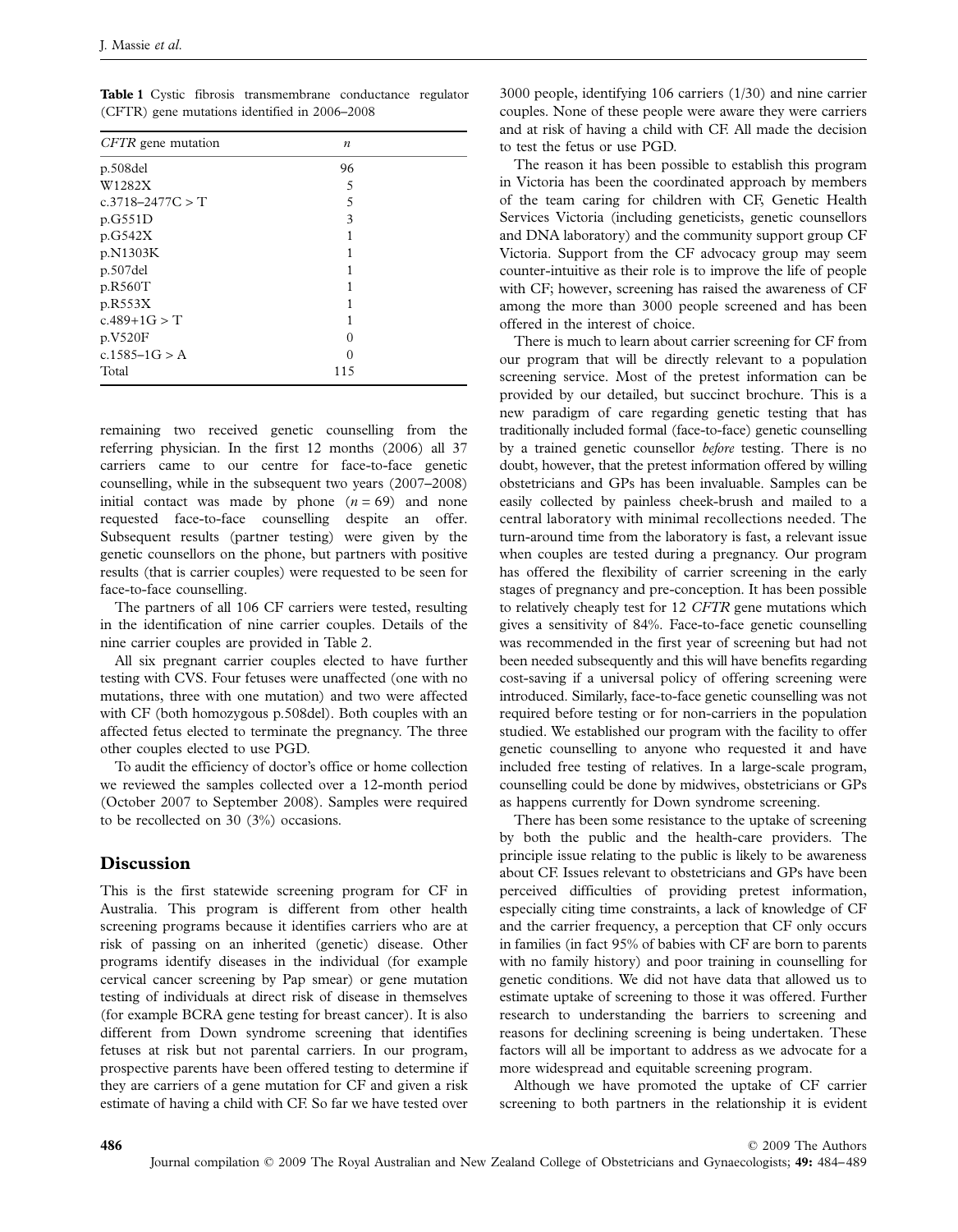**Table 1** Cystic fibrosis transmembrane conductance regulator (CFTR) gene mutations identified in 2006–2008

| *CFTR* gene mutation | *n* |
|---|---|
| p.508del | 96 |
| W1282X | 5 |
| c.3718–2477C > T | 5 |
| p.G551D | 3 |
| p.G542X | 1 |
| p.N1303K | 1 |
| p.507del | 1 |
| p.R560T | 1 |
| p.R553X | 1 |
| c.489+1G > T | 1 |
| p.V520F | 0 |
| c.1585–1G > A | 0 |
| Total | 115 |

remaining two received genetic counselling from the referring physician. In the first 12 months (2006) all 37 carriers came to our centre for face-to-face genetic counselling, while in the subsequent two years (2007–2008) initial contact was made by phone ($n = 69$) and none requested face-to-face counselling despite an offer. Subsequent results (partner testing) were given by the genetic counsellors on the phone, but partners with positive results (that is carrier couples) were requested to be seen for face-to-face counselling.

The partners of all 106 CF carriers were tested, resulting in the identification of nine carrier couples. Details of the nine carrier couples are provided in Table 2.

All six pregnant carrier couples elected to have further testing with CVS. Four fetuses were unaffected (one with no mutations, three with one mutation) and two were affected with CF (both homozygous p.508del). Both couples with an affected fetus elected to terminate the pregnancy. The three other couples elected to use PGD.

To audit the efficiency of doctor's office or home collection we reviewed the samples collected over a 12-month period (October 2007 to September 2008). Samples were required to be recollected on 30 (3%) occasions.

## Discussion

This is the first statewide screening program for CF in Australia. This program is different from other health screening programs because it identifies carriers who are at risk of passing on an inherited (genetic) disease. Other programs identify diseases in the individual (for example cervical cancer screening by Pap smear) or gene mutation testing of individuals at direct risk of disease in themselves (for example BCRA gene testing for breast cancer). It is also different from Down syndrome screening that identifies fetuses at risk but not parental carriers. In our program, prospective parents have been offered testing to determine if they are carriers of a gene mutation for CF and given a risk estimate of having a child with CF. So far we have tested over 3000 people, identifying 106 carriers (1/30) and nine carrier couples. None of these people were aware they were carriers and at risk of having a child with CF. All made the decision to test the fetus or use PGD.

The reason it has been possible to establish this program in Victoria has been the coordinated approach by members of the team caring for children with CF, Genetic Health Services Victoria (including geneticists, genetic counsellors and DNA laboratory) and the community support group CF Victoria. Support from the CF advocacy group may seem counter-intuitive as their role is to improve the life of people with CF; however, screening has raised the awareness of CF among the more than 3000 people screened and has been offered in the interest of choice.

There is much to learn about carrier screening for CF from our program that will be directly relevant to a population screening service. Most of the pretest information can be provided by our detailed, but succinct brochure. This is a new paradigm of care regarding genetic testing that has traditionally included formal (face-to-face) genetic counselling by a trained genetic counsellor *before* testing. There is no doubt, however, that the pretest information offered by willing obstetricians and GPs has been invaluable. Samples can be easily collected by painless cheek-brush and mailed to a central laboratory with minimal recollections needed. The turn-around time from the laboratory is fast, a relevant issue when couples are tested during a pregnancy. Our program has offered the flexibility of carrier screening in the early stages of pregnancy and pre-conception. It has been possible to relatively cheaply test for 12 *CFTR* gene mutations which gives a sensitivity of 84%. Face-to-face genetic counselling was recommended in the first year of screening but had not been needed subsequently and this will have benefits regarding cost-saving if a universal policy of offering screening were introduced. Similarly, face-to-face genetic counselling was not required before testing or for non-carriers in the population studied. We established our program with the facility to offer genetic counselling to anyone who requested it and have included free testing of relatives. In a large-scale program, counselling could be done by midwives, obstetricians or GPs as happens currently for Down syndrome screening.

There has been some resistance to the uptake of screening by both the public and the health-care providers. The principle issue relating to the public is likely to be awareness about CF. Issues relevant to obstetricians and GPs have been perceived difficulties of providing pretest information, especially citing time constraints, a lack of knowledge of CF and the carrier frequency, a perception that CF only occurs in families (in fact 95% of babies with CF are born to parents with no family history) and poor training in counselling for genetic conditions. We did not have data that allowed us to estimate uptake of screening to those it was offered. Further research to understanding the barriers to screening and reasons for declining screening is being undertaken. These factors will all be important to address as we advocate for a more widespread and equitable screening program.

Although we have promoted the uptake of CF carrier screening to both partners in the relationship it is evident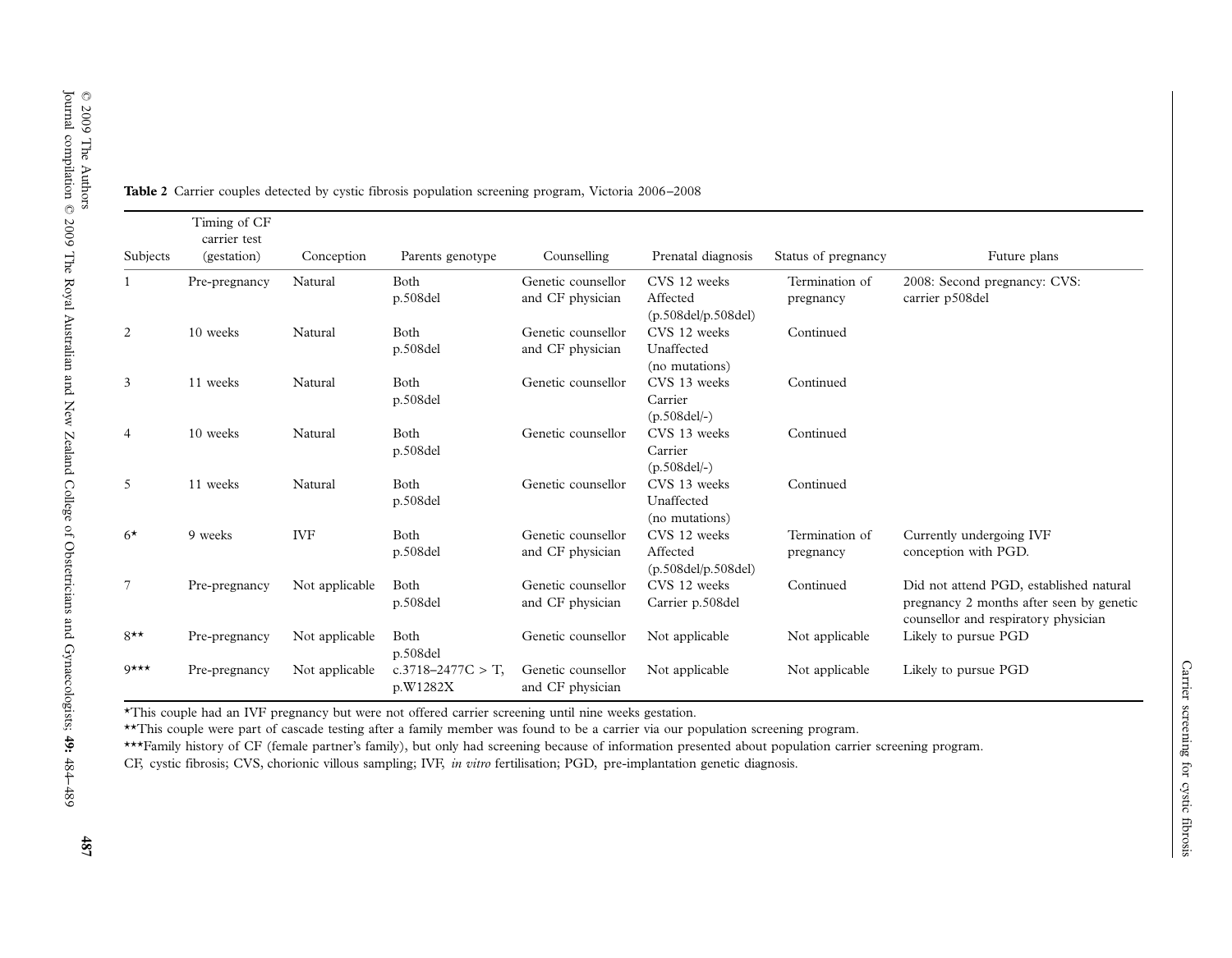**Table 2** Carrier couples detected by cystic fibrosis population screening program, Victoria 2006–2008

| Subjects | Timing of CF carrier test (gestation) | Conception | Parents genotype | Counselling | Prenatal diagnosis | Status of pregnancy | Future plans |
|---|---|---|---|---|---|---|---|
| 1 | Pre-pregnancy | Natural | Both p.508del | Genetic counsellor and CF physician | CVS 12 weeks Affected (p.508del/p.508del) | Termination of pregnancy | 2008: Second pregnancy: CVS: carrier p508del |
| 2 | 10 weeks | Natural | Both p.508del | Genetic counsellor and CF physician | CVS 12 weeks Unaffected (no mutations) | Continued | |
| 3 | 11 weeks | Natural | Both p.508del | Genetic counsellor | CVS 13 weeks Carrier (p.508del/-) | Continued | |
| 4 | 10 weeks | Natural | Both p.508del | Genetic counsellor | CVS 13 weeks Carrier (p.508del/-) | Continued | |
| 5 | 11 weeks | Natural | Both p.508del | Genetic counsellor | CVS 13 weeks Unaffected (no mutations) | Continued | |
| 6* | 9 weeks | IVF | Both p.508del | Genetic counsellor and CF physician | CVS 12 weeks Affected (p.508del/p.508del) | Termination of pregnancy | Currently undergoing IVF conception with PGD. |
| 7 | Pre-pregnancy | Not applicable | Both p.508del | Genetic counsellor and CF physician | CVS 12 weeks Carrier p.508del | Continued | Did not attend PGD, established natural pregnancy 2 months after seen by genetic counsellor and respiratory physician |
| 8** | Pre-pregnancy | Not applicable | Both p.508del | Genetic counsellor | Not applicable | Not applicable | Likely to pursue PGD |
| 9*** | Pre-pregnancy | Not applicable | c.3718–2477C > T, p.W1282X | Genetic counsellor and CF physician | Not applicable | Not applicable | Likely to pursue PGD |

*This couple had an IVF pregnancy but were not offered carrier screening until nine weeks gestation.

**This couple were part of cascade testing after a family member was found to be a carrier via our population screening program.

***Family history of CF (female partner's family), but only had screening because of information presented about population carrier screening program.

CF, cystic fibrosis; CVS, chorionic villous sampling; IVF, *in vitro* fertilisation; PGD, pre-implantation genetic diagnosis.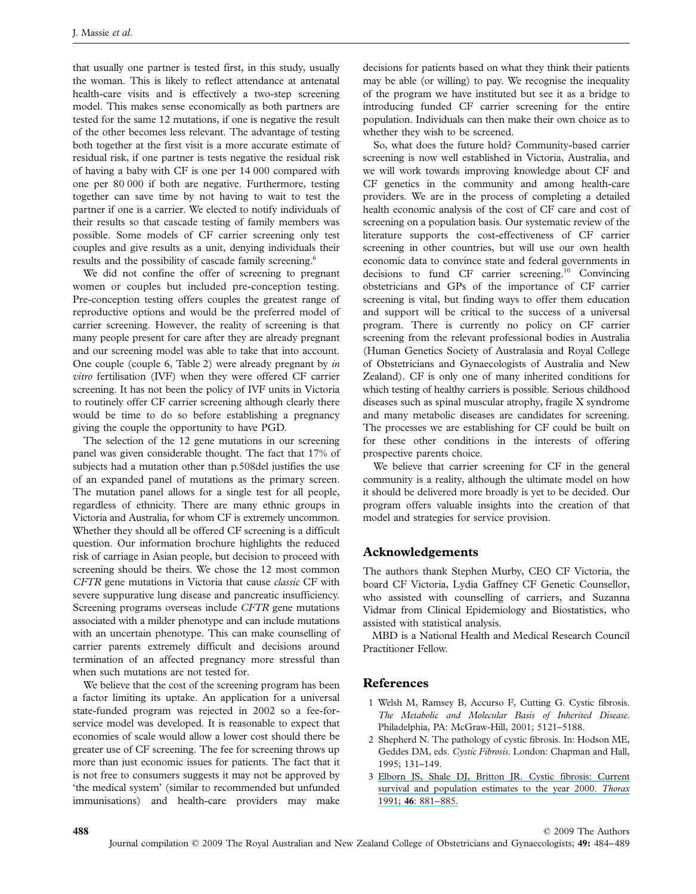that usually one partner is tested first, in this study, usually the woman. This is likely to reflect attendance at antenatal health-care visits and is effectively a two-step screening model. This makes sense economically as both partners are tested for the same 12 mutations, if one is negative the result of the other becomes less relevant. The advantage of testing both together at the first visit is a more accurate estimate of residual risk, if one partner is tests negative the residual risk of having a baby with CF is one per 14 000 compared with one per 80 000 if both are negative. Furthermore, testing together can save time by not having to wait to test the partner if one is a carrier. We elected to notify individuals of their results so that cascade testing of family members was possible. Some models of CF carrier screening only test couples and give results as a unit, denying individuals their results and the possibility of cascade family screening.[6]

We did not confine the offer of screening to pregnant women or couples but included pre-conception testing. Pre-conception testing offers couples the greatest range of reproductive options and would be the preferred model of carrier screening. However, the reality of screening is that many people present for care after they are already pregnant and our screening model was able to take that into account. One couple (couple 6, Table 2) were already pregnant by *in vitro* fertilisation (IVF) when they were offered CF carrier screening. It has not been the policy of IVF units in Victoria to routinely offer CF carrier screening although clearly there would be time to do so before establishing a pregnancy giving the couple the opportunity to have PGD.

The selection of the 12 gene mutations in our screening panel was given considerable thought. The fact that 17% of subjects had a mutation other than p.508del justifies the use of an expanded panel of mutations as the primary screen. The mutation panel allows for a single test for all people, regardless of ethnicity. There are many ethnic groups in Victoria and Australia, for whom CF is extremely uncommon. Whether they should all be offered CF screening is a difficult question. Our information brochure highlights the reduced risk of carriage in Asian people, but decision to proceed with screening should be theirs. We chose the 12 most common *CFTR* gene mutations in Victoria that cause *classic* CF with severe suppurative lung disease and pancreatic insufficiency. Screening programs overseas include *CFTR* gene mutations associated with a milder phenotype and can include mutations with an uncertain phenotype. This can make counselling of carrier parents extremely difficult and decisions around termination of an affected pregnancy more stressful than when such mutations are not tested for.

We believe that the cost of the screening program has been a factor limiting its uptake. An application for a universal state-funded program was rejected in 2002 so a fee-for-service model was developed. It is reasonable to expect that economies of scale would allow a lower cost should there be greater use of CF screening. The fee for screening throws up more than just economic issues for patients. The fact that it is not free to consumers suggests it may not be approved by 'the medical system' (similar to recommended but unfunded immunisations) and health-care providers may make decisions for patients based on what they think their patients may be able (or willing) to pay. We recognise the inequality of the program we have instituted but see it as a bridge to introducing funded CF carrier screening for the entire population. Individuals can then make their own choice as to whether they wish to be screened.

So, what does the future hold? Community-based carrier screening is now well established in Victoria, Australia, and we will work towards improving knowledge about CF and CF genetics in the community and among health-care providers. We are in the process of completing a detailed health economic analysis of the cost of CF care and cost of screening on a population basis. Our systematic review of the literature supports the cost-effectiveness of CF carrier screening in other countries, but will use our own health economic data to convince state and federal governments in decisions to fund CF carrier screening.[10] Convincing obstetricians and GPs of the importance of CF carrier screening is vital, but finding ways to offer them education and support will be critical to the success of a universal program. There is currently no policy on CF carrier screening from the relevant professional bodies in Australia (Human Genetics Society of Australasia and Royal College of Obstetricians and Gynaecologists of Australia and New Zealand). CF is only one of many inherited conditions for which testing of healthy carriers is possible. Serious childhood diseases such as spinal muscular atrophy, fragile X syndrome and many metabolic diseases are candidates for screening. The processes we are establishing for CF could be built on for these other conditions in the interests of offering prospective parents choice.

We believe that carrier screening for CF in the general community is a reality, although the ultimate model on how it should be delivered more broadly is yet to be decided. Our program offers valuable insights into the creation of that model and strategies for service provision.

## Acknowledgements

The authors thank Stephen Murby, CEO CF Victoria, the board CF Victoria, Lydia Gaffney CF Genetic Counsellor, who assisted with counselling of carriers, and Suzanna Vidmar from Clinical Epidemiology and Biostatistics, who assisted with statistical analysis.

MBD is a National Health and Medical Research Council Practitioner Fellow.

## References

1. Welsh M, Ramsey B, Accurso F, Cutting G. Cystic fibrosis. *The Metabolic and Molecular Basis of Inherited Disease*. Philadelphia, PA: McGraw-Hill, 2001; 5121–5188.
2. Shepherd N. The pathology of cystic fibrosis. In: Hodson ME, Geddes DM, eds. *Cystic Fibrosis*. London: Chapman and Hall, 1995; 131–149.
3. Elborn JS, Shale DJ, Britton JR. Cystic fibrosis: Current survival and population estimates to the year 2000. *Thorax* 1991; **46**: 881–885.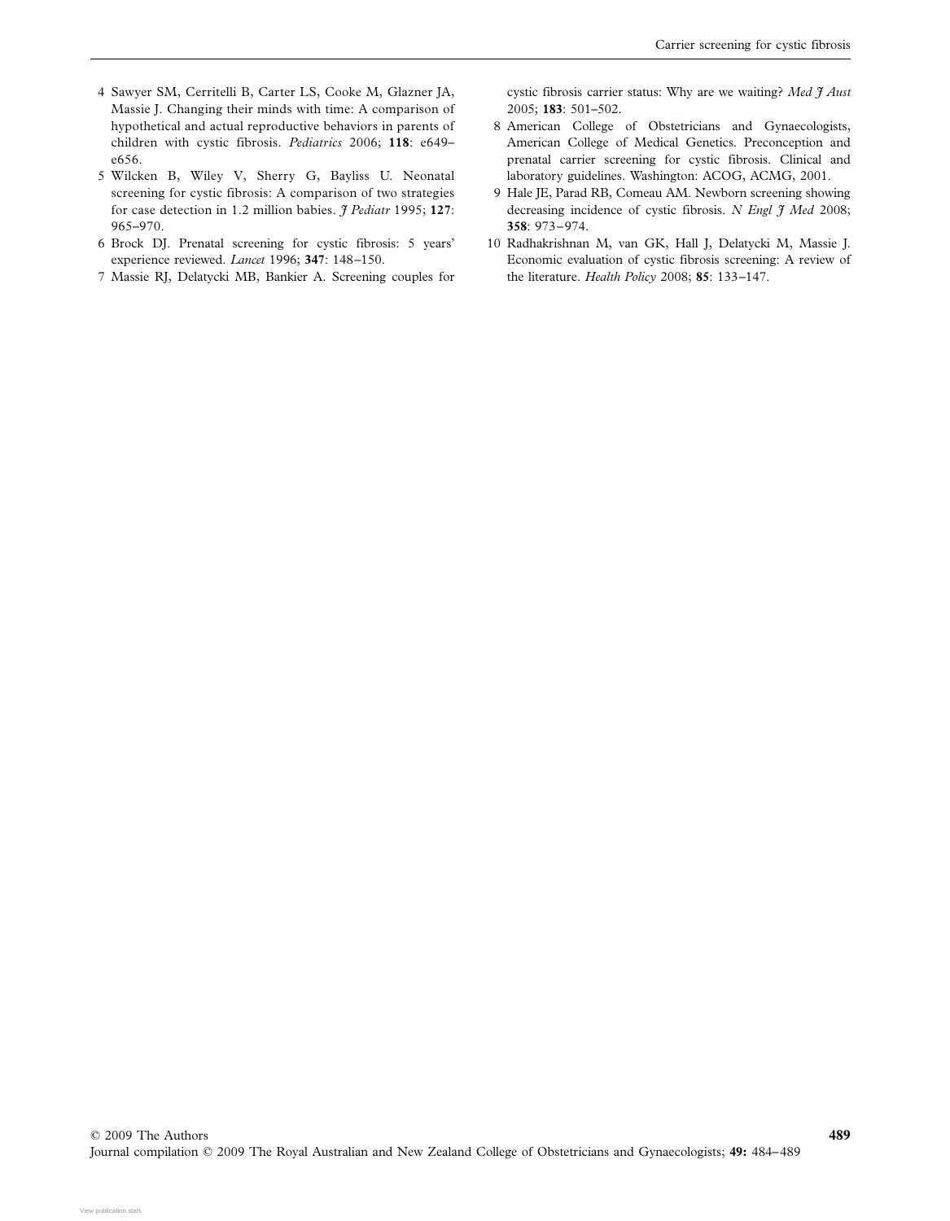4 Sawyer SM, Cerritelli B, Carter LS, Cooke M, Glazner JA, Massie J. Changing their minds with time: A comparison of hypothetical and actual reproductive behaviors in parents of children with cystic fibrosis. *Pediatrics* 2006; **118**: e649–e656.

5 Wilcken B, Wiley V, Sherry G, Bayliss U. Neonatal screening for cystic fibrosis: A comparison of two strategies for case detection in 1.2 million babies. *J Pediatr* 1995; **127**: 965–970.

6 Brock DJ. Prenatal screening for cystic fibrosis: 5 years' experience reviewed. *Lancet* 1996; **347**: 148–150.

7 Massie RJ, Delatycki MB, Bankier A. Screening couples for cystic fibrosis carrier status: Why are we waiting? *Med J Aust* 2005; **183**: 501–502.

8 American College of Obstetricians and Gynaecologists, American College of Medical Genetics. Preconception and prenatal carrier screening for cystic fibrosis. Clinical and laboratory guidelines. Washington: ACOG, ACMG, 2001.

9 Hale JE, Parad RB, Comeau AM. Newborn screening showing decreasing incidence of cystic fibrosis. *N Engl J Med* 2008; **358**: 973–974.

10 Radhakrishnan M, van GK, Hall J, Delatycki M, Massie J. Economic evaluation of cystic fibrosis screening: A review of the literature. *Health Policy* 2008; **85**: 133–147.